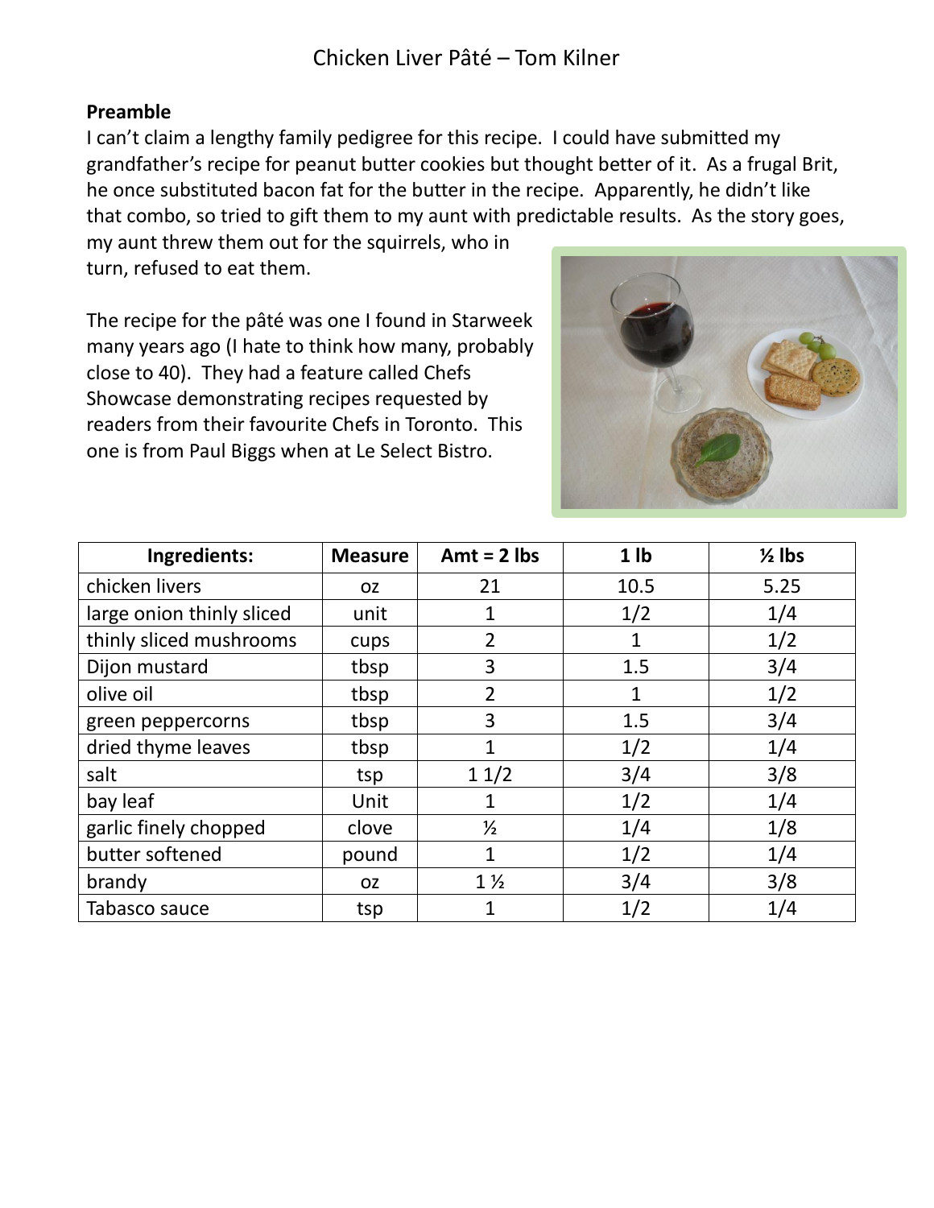# Chicken Liver Pâté – Tom Kilner

**Preamble**

I can't claim a lengthy family pedigree for this recipe. I could have submitted my grandfather's recipe for peanut butter cookies but thought better of it. As a frugal Brit, he once substituted bacon fat for the butter in the recipe. Apparently, he didn't like that combo, so tried to gift them to my aunt with predictable results. As the story goes, my aunt threw them out for the squirrels, who in turn, refused to eat them.

The recipe for the pâté was one I found in Starweek many years ago (I hate to think how many, probably close to 40). They had a feature called Chefs Showcase demonstrating recipes requested by readers from their favourite Chefs in Toronto. This one is from Paul Biggs when at Le Select Bistro.

| Ingredients: | Measure | Amt = 2 lbs | 1 lb | ½ lbs |
|---|---|---|---|---|
| chicken livers | oz | 21 | 10.5 | 5.25 |
| large onion thinly sliced | unit | 1 | 1/2 | 1/4 |
| thinly sliced mushrooms | cups | 2 | 1 | 1/2 |
| Dijon mustard | tbsp | 3 | 1.5 | 3/4 |
| olive oil | tbsp | 2 | 1 | 1/2 |
| green peppercorns | tbsp | 3 | 1.5 | 3/4 |
| dried thyme leaves | tbsp | 1 | 1/2 | 1/4 |
| salt | tsp | 1 1/2 | 3/4 | 3/8 |
| bay leaf | Unit | 1 | 1/2 | 1/4 |
| garlic finely chopped | clove | ½ | 1/4 | 1/8 |
| butter softened | pound | 1 | 1/2 | 1/4 |
| brandy | oz | 1 ½ | 3/4 | 3/8 |
| Tabasco sauce | tsp | 1 | 1/2 | 1/4 |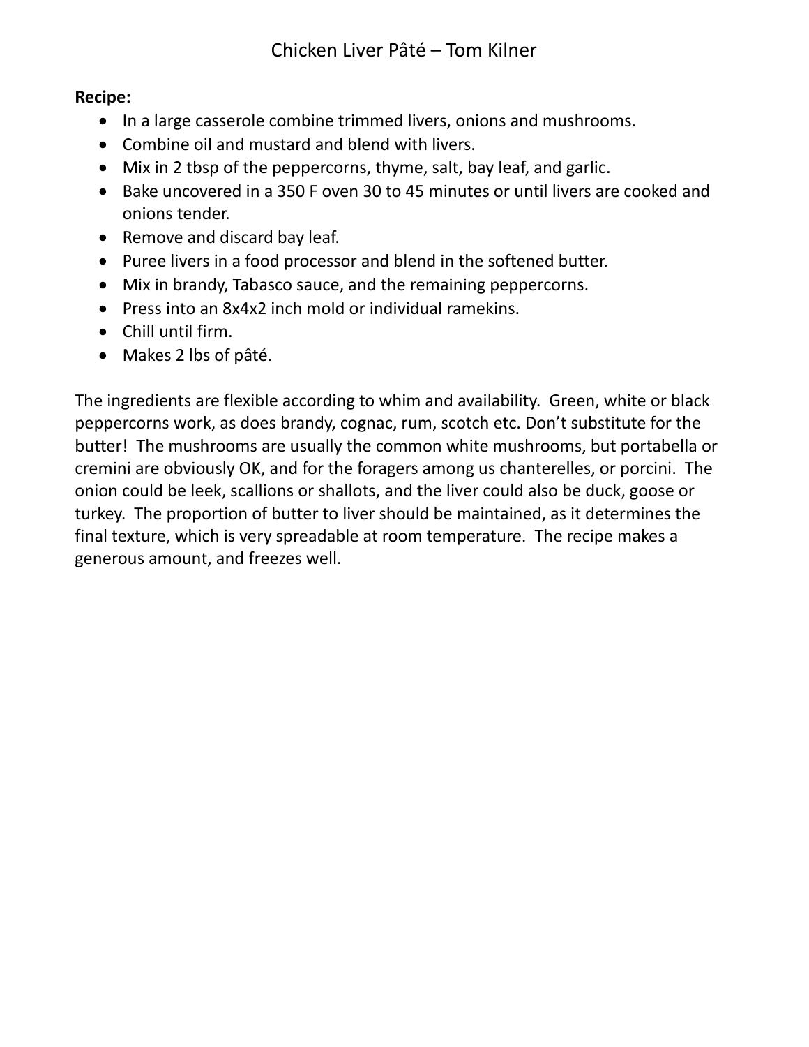# Chicken Liver Pâté – Tom Kilner

**Recipe:**

- In a large casserole combine trimmed livers, onions and mushrooms.
- Combine oil and mustard and blend with livers.
- Mix in 2 tbsp of the peppercorns, thyme, salt, bay leaf, and garlic.
- Bake uncovered in a 350 F oven 30 to 45 minutes or until livers are cooked and onions tender.
- Remove and discard bay leaf.
- Puree livers in a food processor and blend in the softened butter.
- Mix in brandy, Tabasco sauce, and the remaining peppercorns.
- Press into an 8x4x2 inch mold or individual ramekins.
- Chill until firm.
- Makes 2 lbs of pâté.

The ingredients are flexible according to whim and availability. Green, white or black peppercorns work, as does brandy, cognac, rum, scotch etc. Don't substitute for the butter! The mushrooms are usually the common white mushrooms, but portabella or cremini are obviously OK, and for the foragers among us chanterelles, or porcini. The onion could be leek, scallions or shallots, and the liver could also be duck, goose or turkey. The proportion of butter to liver should be maintained, as it determines the final texture, which is very spreadable at room temperature. The recipe makes a generous amount, and freezes well.